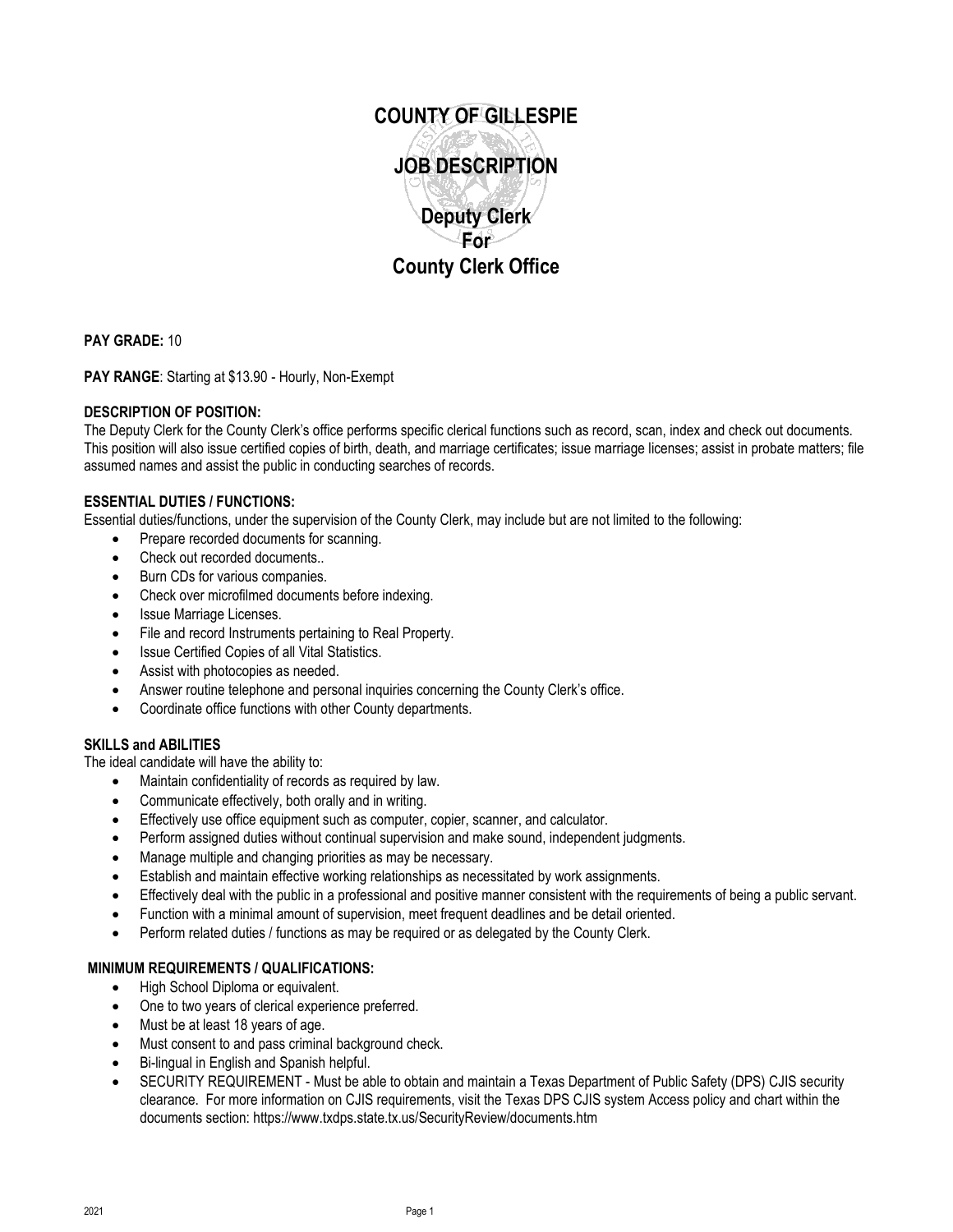# COUNTY OF GILLESPIE

# JOB DESCRIPTION

## Deputy Clerk
## For
## County Clerk Office

**PAY GRADE:** 10

**PAY RANGE**: Starting at $13.90 - Hourly, Non-Exempt

**DESCRIPTION OF POSITION:**
The Deputy Clerk for the County Clerk's office performs specific clerical functions such as record, scan, index and check out documents. This position will also issue certified copies of birth, death, and marriage certificates; issue marriage licenses; assist in probate matters; file assumed names and assist the public in conducting searches of records.

**ESSENTIAL DUTIES / FUNCTIONS:**
Essential duties/functions, under the supervision of the County Clerk, may include but are not limited to the following:

- Prepare recorded documents for scanning.
- Check out recorded documents..
- Burn CDs for various companies.
- Check over microfilmed documents before indexing.
- Issue Marriage Licenses.
- File and record Instruments pertaining to Real Property.
- Issue Certified Copies of all Vital Statistics.
- Assist with photocopies as needed.
- Answer routine telephone and personal inquiries concerning the County Clerk's office.
- Coordinate office functions with other County departments.

**SKILLS and ABILITIES**
The ideal candidate will have the ability to:

- Maintain confidentiality of records as required by law.
- Communicate effectively, both orally and in writing.
- Effectively use office equipment such as computer, copier, scanner, and calculator.
- Perform assigned duties without continual supervision and make sound, independent judgments.
- Manage multiple and changing priorities as may be necessary.
- Establish and maintain effective working relationships as necessitated by work assignments.
- Effectively deal with the public in a professional and positive manner consistent with the requirements of being a public servant.
- Function with a minimal amount of supervision, meet frequent deadlines and be detail oriented.
- Perform related duties / functions as may be required or as delegated by the County Clerk.

**MINIMUM REQUIREMENTS / QUALIFICATIONS:**

- High School Diploma or equivalent.
- One to two years of clerical experience preferred.
- Must be at least 18 years of age.
- Must consent to and pass criminal background check.
- Bi-lingual in English and Spanish helpful.
- SECURITY REQUIREMENT - Must be able to obtain and maintain a Texas Department of Public Safety (DPS) CJIS security clearance. For more information on CJIS requirements, visit the Texas DPS CJIS system Access policy and chart within the documents section: https://www.txdps.state.tx.us/SecurityReview/documents.htm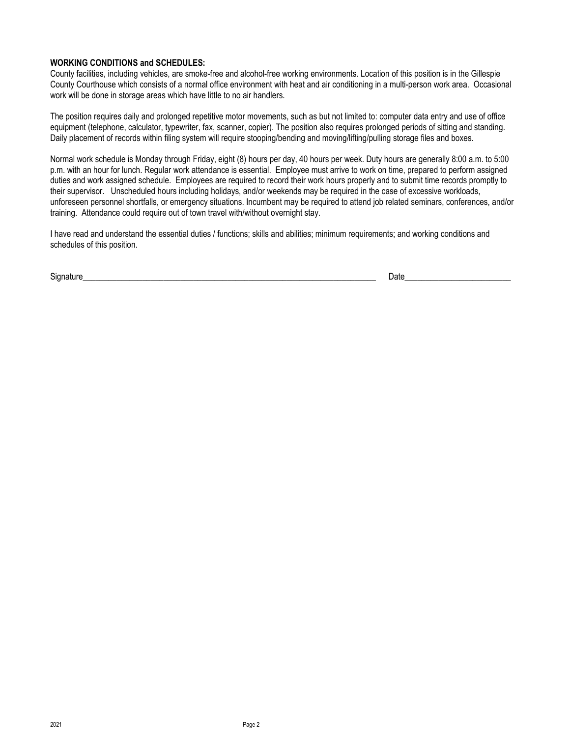**WORKING CONDITIONS and SCHEDULES:**

County facilities, including vehicles, are smoke-free and alcohol-free working environments. Location of this position is in the Gillespie County Courthouse which consists of a normal office environment with heat and air conditioning in a multi-person work area. Occasional work will be done in storage areas which have little to no air handlers.

The position requires daily and prolonged repetitive motor movements, such as but not limited to: computer data entry and use of office equipment (telephone, calculator, typewriter, fax, scanner, copier). The position also requires prolonged periods of sitting and standing. Daily placement of records within filing system will require stooping/bending and moving/lifting/pulling storage files and boxes.

Normal work schedule is Monday through Friday, eight (8) hours per day, 40 hours per week. Duty hours are generally 8:00 a.m. to 5:00 p.m. with an hour for lunch. Regular work attendance is essential. Employee must arrive to work on time, prepared to perform assigned duties and work assigned schedule. Employees are required to record their work hours properly and to submit time records promptly to their supervisor. Unscheduled hours including holidays, and/or weekends may be required in the case of excessive workloads, unforeseen personnel shortfalls, or emergency situations. Incumbent may be required to attend job related seminars, conferences, and/or training. Attendance could require out of town travel with/without overnight stay.

I have read and understand the essential duties / functions; skills and abilities; minimum requirements; and working conditions and schedules of this position.

Signature_______________________________________________ Date_________________________

2021